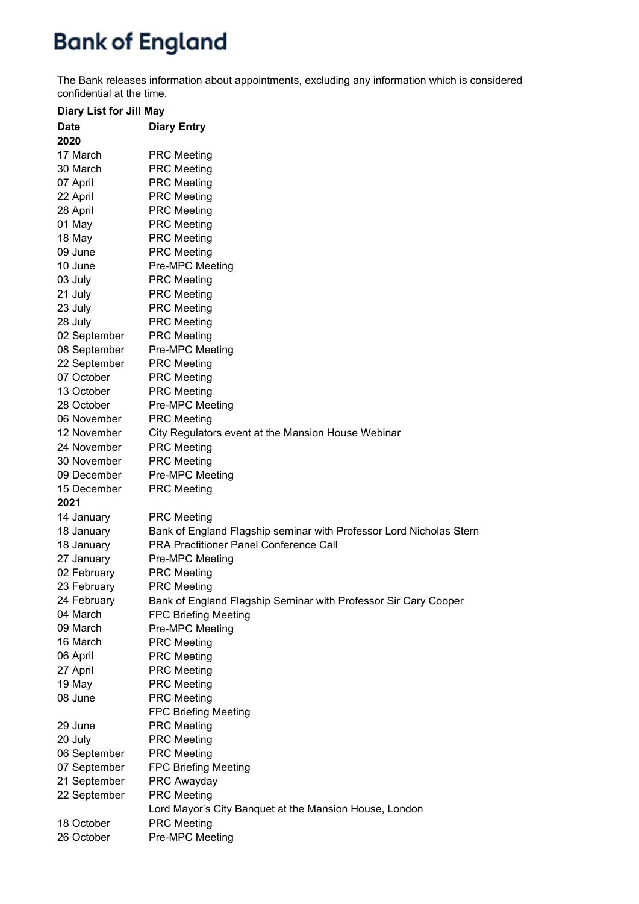# Bank of England

The Bank releases information about appointments, excluding any information which is considered confidential at the time.

**Diary List for Jill May**

| **Date** | **Diary Entry** |
|---|---|
| **2020** | |
| 17 March | PRC Meeting |
| 30 March | PRC Meeting |
| 07 April | PRC Meeting |
| 22 April | PRC Meeting |
| 28 April | PRC Meeting |
| 01 May | PRC Meeting |
| 18 May | PRC Meeting |
| 09 June | PRC Meeting |
| 10 June | Pre-MPC Meeting |
| 03 July | PRC Meeting |
| 21 July | PRC Meeting |
| 23 July | PRC Meeting |
| 28 July | PRC Meeting |
| 02 September | PRC Meeting |
| 08 September | Pre-MPC Meeting |
| 22 September | PRC Meeting |
| 07 October | PRC Meeting |
| 13 October | PRC Meeting |
| 28 October | Pre-MPC Meeting |
| 06 November | PRC Meeting |
| 12 November | City Regulators event at the Mansion House Webinar |
| 24 November | PRC Meeting |
| 30 November | PRC Meeting |
| 09 December | Pre-MPC Meeting |
| 15 December | PRC Meeting |
| **2021** | |
| 14 January | PRC Meeting |
| 18 January | Bank of England Flagship seminar with Professor Lord Nicholas Stern |
| 18 January | PRA Practitioner Panel Conference Call |
| 27 January | Pre-MPC Meeting |
| 02 February | PRC Meeting |
| 23 February | PRC Meeting |
| 24 February | Bank of England Flagship Seminar with Professor Sir Cary Cooper |
| 04 March | FPC Briefing Meeting |
| 09 March | Pre-MPC Meeting |
| 16 March | PRC Meeting |
| 06 April | PRC Meeting |
| 27 April | PRC Meeting |
| 19 May | PRC Meeting |
| 08 June | PRC Meeting |
| | FPC Briefing Meeting |
| 29 June | PRC Meeting |
| 20 July | PRC Meeting |
| 06 September | PRC Meeting |
| 07 September | FPC Briefing Meeting |
| 21 September | PRC Awayday |
| 22 September | PRC Meeting |
| | Lord Mayor's City Banquet at the Mansion House, London |
| 18 October | PRC Meeting |
| 26 October | Pre-MPC Meeting |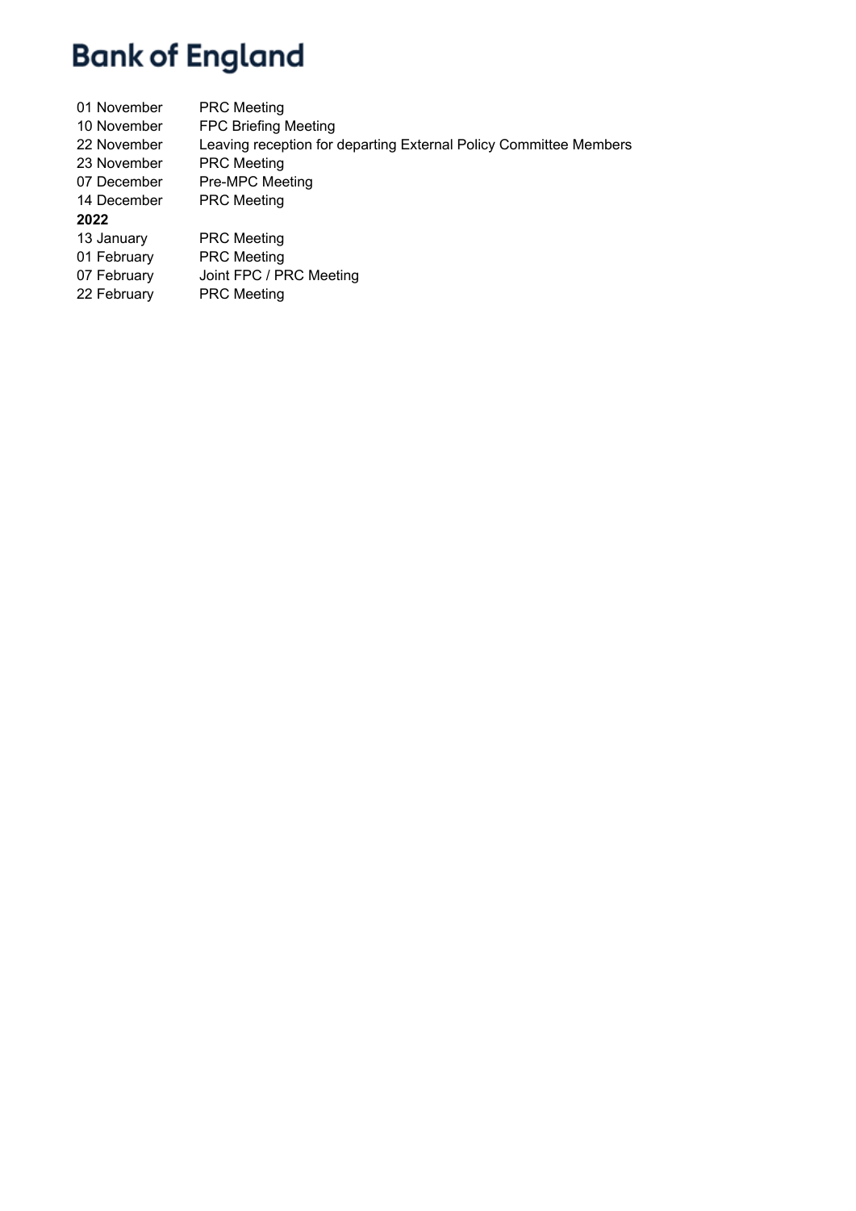| | |
|---|---|
| 01 November | PRC Meeting |
| 10 November | FPC Briefing Meeting |
| 22 November | Leaving reception for departing External Policy Committee Members |
| 23 November | PRC Meeting |
| 07 December | Pre-MPC Meeting |
| 14 December | PRC Meeting |
| **2022** | |
| 13 January | PRC Meeting |
| 01 February | PRC Meeting |
| 07 February | Joint FPC / PRC Meeting |
| 22 February | PRC Meeting |